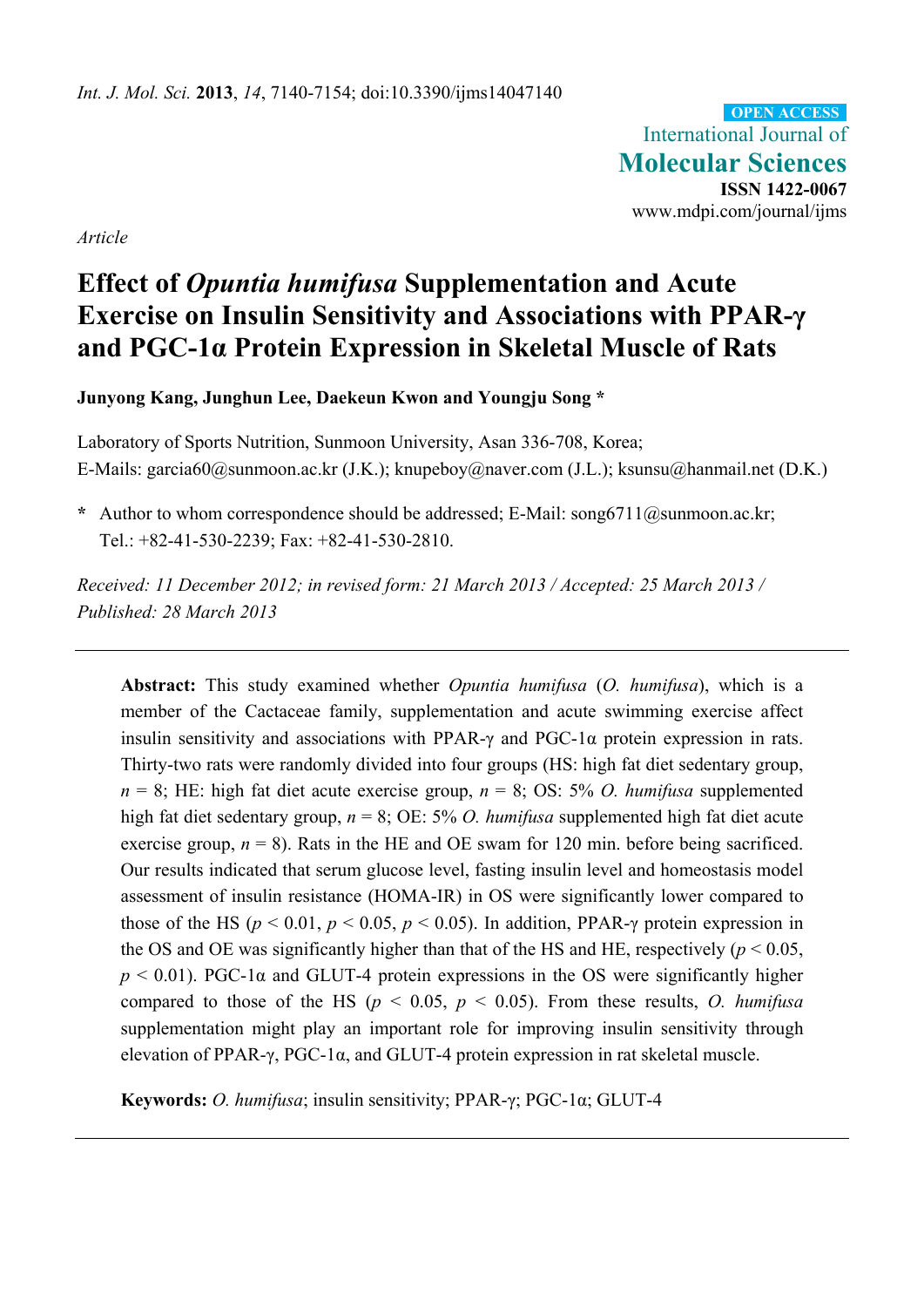*Int. J. Mol. Sci.* **2013**, *14*, 7140-7154; doi:10.3390/ijms14047140

OPEN ACCESS
International Journal of
**Molecular Sciences**
**ISSN 1422-0067**
www.mdpi.com/journal/ijms

*Article*

# Effect of *Opuntia humifusa* Supplementation and Acute Exercise on Insulin Sensitivity and Associations with PPAR-γ and PGC-1α Protein Expression in Skeletal Muscle of Rats

**Junyong Kang, Junghun Lee, Daekeun Kwon and Youngju Song \***

Laboratory of Sports Nutrition, Sunmoon University, Asan 336-708, Korea;
E-Mails: garcia60@sunmoon.ac.kr (J.K.); knupeboy@naver.com (J.L.); ksunsu@hanmail.net (D.K.)

**\*** Author to whom correspondence should be addressed; E-Mail: song6711@sunmoon.ac.kr;
Tel.: +82-41-530-2239; Fax: +82-41-530-2810.

*Received: 11 December 2012; in revised form: 21 March 2013 / Accepted: 25 March 2013 / Published: 28 March 2013*

---

**Abstract:** This study examined whether *Opuntia humifusa* (*O. humifusa*), which is a member of the Cactaceae family, supplementation and acute swimming exercise affect insulin sensitivity and associations with PPAR-γ and PGC-1α protein expression in rats. Thirty-two rats were randomly divided into four groups (HS: high fat diet sedentary group, $n = 8$; HE: high fat diet acute exercise group, $n = 8$; OS: 5% *O. humifusa* supplemented high fat diet sedentary group, $n = 8$; OE: 5% *O. humifusa* supplemented high fat diet acute exercise group, $n = 8$). Rats in the HE and OE swam for 120 min. before being sacrificed. Our results indicated that serum glucose level, fasting insulin level and homeostasis model assessment of insulin resistance (HOMA-IR) in OS were significantly lower compared to those of the HS ($p < 0.01$, $p < 0.05$, $p < 0.05$). In addition, PPAR-γ protein expression in the OS and OE was significantly higher than that of the HS and HE, respectively ($p < 0.05$, $p < 0.01$). PGC-1α and GLUT-4 protein expressions in the OS were significantly higher compared to those of the HS ($p < 0.05$, $p < 0.05$). From these results, *O. humifusa* supplementation might play an important role for improving insulin sensitivity through elevation of PPAR-γ, PGC-1α, and GLUT-4 protein expression in rat skeletal muscle.

**Keywords:** *O. humifusa*; insulin sensitivity; PPAR-γ; PGC-1α; GLUT-4

---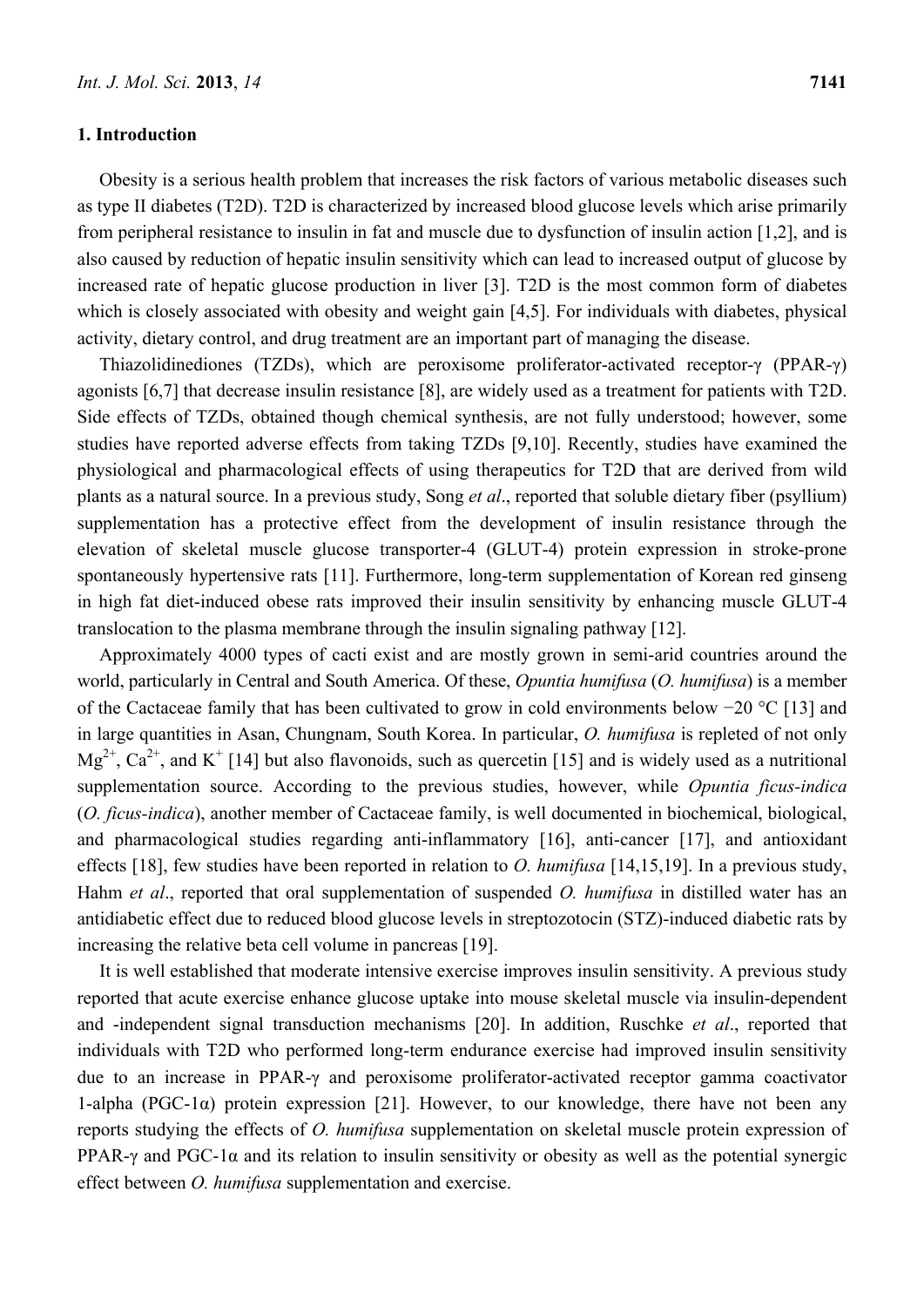## 1. Introduction

Obesity is a serious health problem that increases the risk factors of various metabolic diseases such as type II diabetes (T2D). T2D is characterized by increased blood glucose levels which arise primarily from peripheral resistance to insulin in fat and muscle due to dysfunction of insulin action [1,2], and is also caused by reduction of hepatic insulin sensitivity which can lead to increased output of glucose by increased rate of hepatic glucose production in liver [3]. T2D is the most common form of diabetes which is closely associated with obesity and weight gain [4,5]. For individuals with diabetes, physical activity, dietary control, and drug treatment are an important part of managing the disease.

Thiazolidinediones (TZDs), which are peroxisome proliferator-activated receptor-γ (PPAR-γ) agonists [6,7] that decrease insulin resistance [8], are widely used as a treatment for patients with T2D. Side effects of TZDs, obtained though chemical synthesis, are not fully understood; however, some studies have reported adverse effects from taking TZDs [9,10]. Recently, studies have examined the physiological and pharmacological effects of using therapeutics for T2D that are derived from wild plants as a natural source. In a previous study, Song *et al*., reported that soluble dietary fiber (psyllium) supplementation has a protective effect from the development of insulin resistance through the elevation of skeletal muscle glucose transporter-4 (GLUT-4) protein expression in stroke-prone spontaneously hypertensive rats [11]. Furthermore, long-term supplementation of Korean red ginseng in high fat diet-induced obese rats improved their insulin sensitivity by enhancing muscle GLUT-4 translocation to the plasma membrane through the insulin signaling pathway [12].

Approximately 4000 types of cacti exist and are mostly grown in semi-arid countries around the world, particularly in Central and South America. Of these, *Opuntia humifusa* (*O. humifusa*) is a member of the Cactaceae family that has been cultivated to grow in cold environments below −20 °C [13] and in large quantities in Asan, Chungnam, South Korea. In particular, *O. humifusa* is repleted of not only $Mg^{2+}$, $Ca^{2+}$, and $K^{+}$ [14] but also flavonoids, such as quercetin [15] and is widely used as a nutritional supplementation source. According to the previous studies, however, while *Opuntia ficus-indica* (*O. ficus-indica*), another member of Cactaceae family, is well documented in biochemical, biological, and pharmacological studies regarding anti-inflammatory [16], anti-cancer [17], and antioxidant effects [18], few studies have been reported in relation to *O. humifusa* [14,15,19]. In a previous study, Hahm *et al*., reported that oral supplementation of suspended *O. humifusa* in distilled water has an antidiabetic effect due to reduced blood glucose levels in streptozotocin (STZ)-induced diabetic rats by increasing the relative beta cell volume in pancreas [19].

It is well established that moderate intensive exercise improves insulin sensitivity. A previous study reported that acute exercise enhance glucose uptake into mouse skeletal muscle via insulin-dependent and -independent signal transduction mechanisms [20]. In addition, Ruschke *et al*., reported that individuals with T2D who performed long-term endurance exercise had improved insulin sensitivity due to an increase in PPAR-γ and peroxisome proliferator-activated receptor gamma coactivator 1-alpha (PGC-1α) protein expression [21]. However, to our knowledge, there have not been any reports studying the effects of *O. humifusa* supplementation on skeletal muscle protein expression of PPAR-γ and PGC-1α and its relation to insulin sensitivity or obesity as well as the potential synergic effect between *O. humifusa* supplementation and exercise.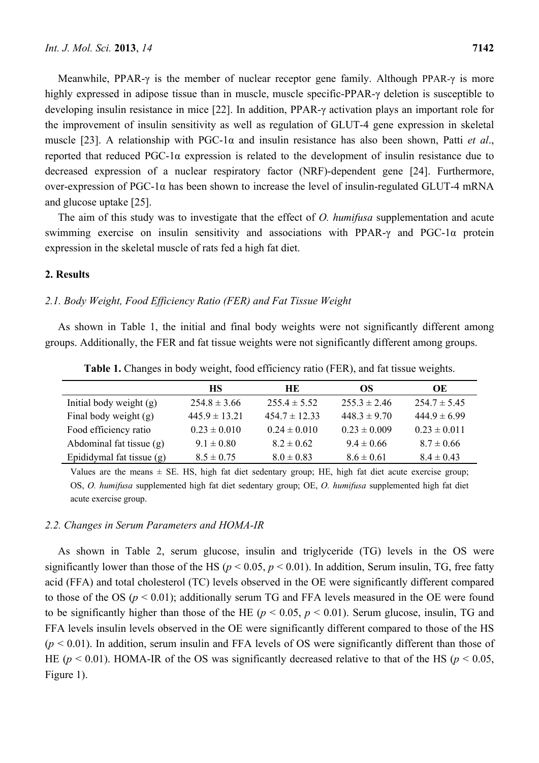Meanwhile, PPAR-γ is the member of nuclear receptor gene family. Although PPAR-γ is more highly expressed in adipose tissue than in muscle, muscle specific-PPAR-γ deletion is susceptible to developing insulin resistance in mice [22]. In addition, PPAR-γ activation plays an important role for the improvement of insulin sensitivity as well as regulation of GLUT-4 gene expression in skeletal muscle [23]. A relationship with PGC-1α and insulin resistance has also been shown, Patti *et al*., reported that reduced PGC-1α expression is related to the development of insulin resistance due to decreased expression of a nuclear respiratory factor (NRF)-dependent gene [24]. Furthermore, over-expression of PGC-1α has been shown to increase the level of insulin-regulated GLUT-4 mRNA and glucose uptake [25].

The aim of this study was to investigate that the effect of *O. humifusa* supplementation and acute swimming exercise on insulin sensitivity and associations with PPAR-γ and PGC-1α protein expression in the skeletal muscle of rats fed a high fat diet.

## 2. Results

### *2.1. Body Weight, Food Efficiency Ratio (FER) and Fat Tissue Weight*

As shown in Table 1, the initial and final body weights were not significantly different among groups. Additionally, the FER and fat tissue weights were not significantly different among groups.

**Table 1.** Changes in body weight, food efficiency ratio (FER), and fat tissue weights.

| | HS | HE | OS | OE |
|---|---|---|---|---|
| Initial body weight (g) | 254.8 ± 3.66 | 255.4 ± 5.52 | 255.3 ± 2.46 | 254.7 ± 5.45 |
| Final body weight (g) | 445.9 ± 13.21 | 454.7 ± 12.33 | 448.3 ± 9.70 | 444.9 ± 6.99 |
| Food efficiency ratio | 0.23 ± 0.010 | 0.24 ± 0.010 | 0.23 ± 0.009 | 0.23 ± 0.011 |
| Abdominal fat tissue (g) | 9.1 ± 0.80 | 8.2 ± 0.62 | 9.4 ± 0.66 | 8.7 ± 0.66 |
| Epididymal fat tissue (g) | 8.5 ± 0.75 | 8.0 ± 0.83 | 8.6 ± 0.61 | 8.4 ± 0.43 |

Values are the means ± SE. HS, high fat diet sedentary group; HE, high fat diet acute exercise group; OS, *O. humifusa* supplemented high fat diet sedentary group; OE, *O. humifusa* supplemented high fat diet acute exercise group.

### *2.2. Changes in Serum Parameters and HOMA-IR*

As shown in Table 2, serum glucose, insulin and triglyceride (TG) levels in the OS were significantly lower than those of the HS ($p < 0.05$, $p < 0.01$). In addition, Serum insulin, TG, free fatty acid (FFA) and total cholesterol (TC) levels observed in the OE were significantly different compared to those of the OS ($p < 0.01$); additionally serum TG and FFA levels measured in the OE were found to be significantly higher than those of the HE ($p < 0.05$, $p < 0.01$). Serum glucose, insulin, TG and FFA levels insulin levels observed in the OE were significantly different compared to those of the HS ($p < 0.01$). In addition, serum insulin and FFA levels of OS were significantly different than those of HE ($p < 0.01$). HOMA-IR of the OS was significantly decreased relative to that of the HS ($p < 0.05$, Figure 1).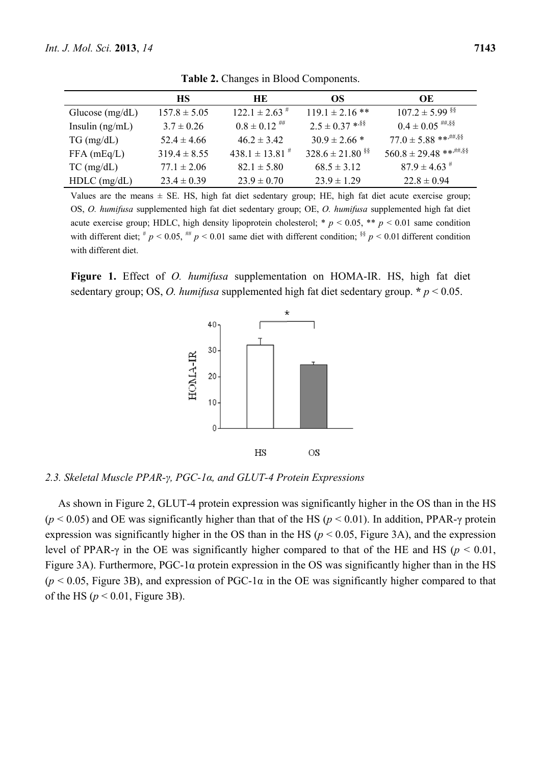**Table 2.** Changes in Blood Components.

| | HS | HE | OS | OE |
|---|---|---|---|---|
| Glucose (mg/dL) | 157.8 ± 5.05 | 122.1 ± 2.63 $^{\#}$ | 119.1 ± 2.16 ** | 107.2 ± 5.99 $^{\S\S}$ |
| Insulin (ng/mL) | 3.7 ± 0.26 | 0.8 ± 0.12 $^{\#\#}$ | 2.5 ± 0.37 *$^{,\S\S}$ | 0.4 ± 0.05 $^{\#\#,\S\S}$ |
| TG (mg/dL) | 52.4 ± 4.66 | 46.2 ± 3.42 | 30.9 ± 2.66 * | 77.0 ± 5.88 **$^{,\#\#,\S\S}$ |
| FFA (mEq/L) | 319.4 ± 8.55 | 438.1 ± 13.81 $^{\#}$ | 328.6 ± 21.80 $^{\S\S}$ | 560.8 ± 29.48 **$^{,\#\#,\S\S}$ |
| TC (mg/dL) | 77.1 ± 2.06 | 82.1 ± 5.80 | 68.5 ± 3.12 | 87.9 ± 4.63 $^{\#}$ |
| HDLC (mg/dL) | 23.4 ± 0.39 | 23.9 ± 0.70 | 23.9 ± 1.29 | 22.8 ± 0.94 |

Values are the means ± SE. HS, high fat diet sedentary group; HE, high fat diet acute exercise group; OS, *O. humifusa* supplemented high fat diet sedentary group; OE, *O. humifusa* supplemented high fat diet acute exercise group; HDLC, high density lipoprotein cholesterol; * $p < 0.05$, ** $p < 0.01$ same condition with different diet; $^{\#}$ $p < 0.05$, $^{\#\#}$ $p < 0.01$ same diet with different condition; $^{\S\S}$ $p < 0.01$ different condition with different diet.

**Figure 1.** Effect of *O. humifusa* supplementation on HOMA-IR. HS, high fat diet sedentary group; OS, *O. humifusa* supplemented high fat diet sedentary group. * $p < 0.05$.

### 2.3. Skeletal Muscle PPAR-γ, PGC-1α, and GLUT-4 Protein Expressions

As shown in Figure 2, GLUT-4 protein expression was significantly higher in the OS than in the HS ($p < 0.05$) and OE was significantly higher than that of the HS ($p < 0.01$). In addition, PPAR-γ protein expression was significantly higher in the OS than in the HS ($p < 0.05$, Figure 3A), and the expression level of PPAR-γ in the OE was significantly higher compared to that of the HE and HS ($p < 0.01$, Figure 3A). Furthermore, PGC-1α protein expression in the OS was significantly higher than in the HS ($p < 0.05$, Figure 3B), and expression of PGC-1α in the OE was significantly higher compared to that of the HS ($p < 0.01$, Figure 3B).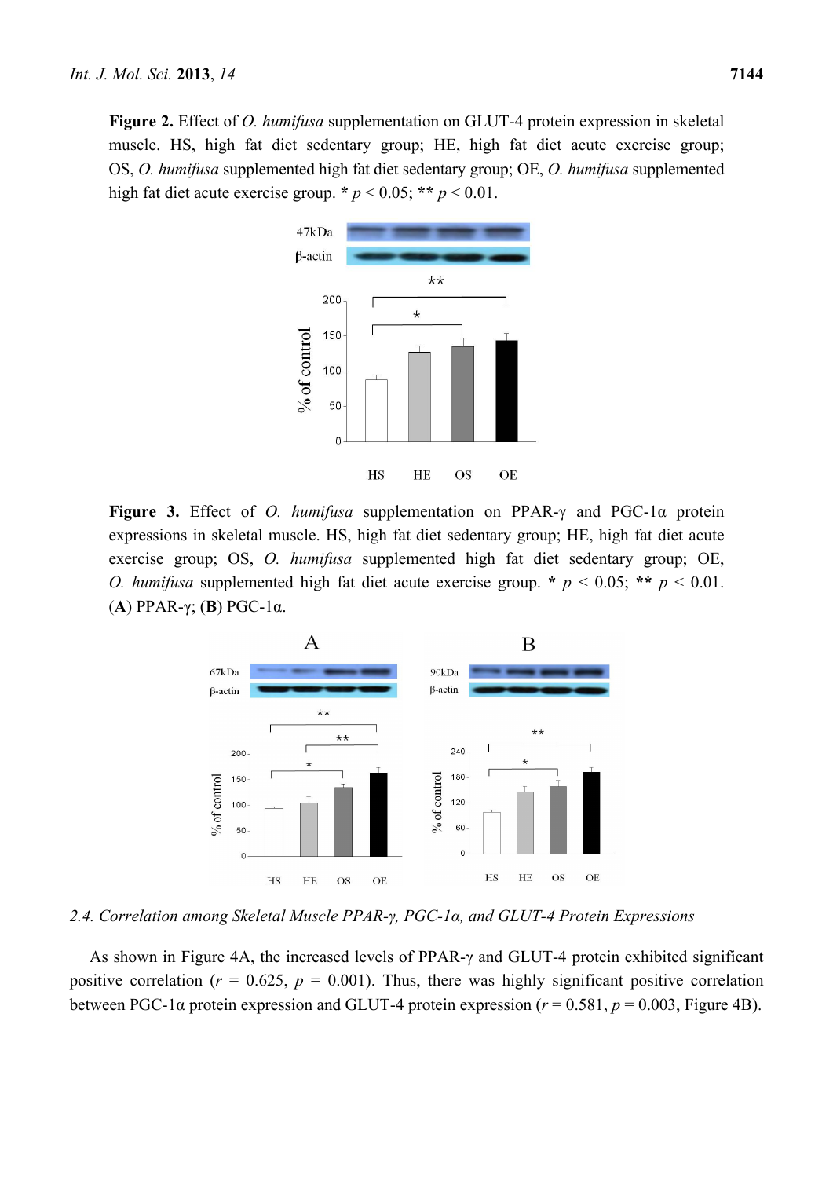**Figure 2.** Effect of *O. humifusa* supplementation on GLUT-4 protein expression in skeletal muscle. HS, high fat diet sedentary group; HE, high fat diet acute exercise group; OS, *O. humifusa* supplemented high fat diet sedentary group; OE, *O. humifusa* supplemented high fat diet acute exercise group. * $p < 0.05$; ** $p < 0.01$.

**Figure 3.** Effect of *O. humifusa* supplementation on PPAR-γ and PGC-1α protein expressions in skeletal muscle. HS, high fat diet sedentary group; HE, high fat diet acute exercise group; OS, *O. humifusa* supplemented high fat diet sedentary group; OE, *O. humifusa* supplemented high fat diet acute exercise group. * $p < 0.05$; ** $p < 0.01$. (**A**) PPAR-γ; (**B**) PGC-1α.

### *2.4. Correlation among Skeletal Muscle PPAR-γ, PGC-1α, and GLUT-4 Protein Expressions*

As shown in Figure 4A, the increased levels of PPAR-γ and GLUT-4 protein exhibited significant positive correlation ($r$ = 0.625, $p$ = 0.001). Thus, there was highly significant positive correlation between PGC-1α protein expression and GLUT-4 protein expression ($r$ = 0.581, $p$ = 0.003, Figure 4B).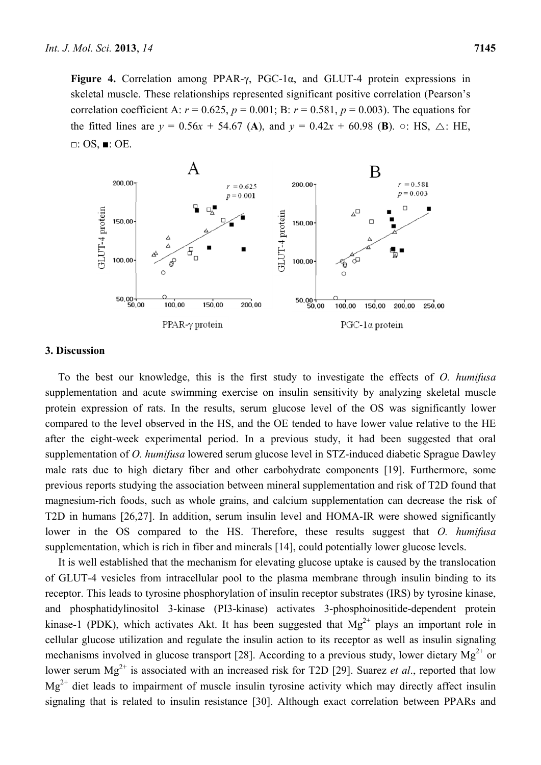**Figure 4.** Correlation among PPAR-γ, PGC-1α, and GLUT-4 protein expressions in skeletal muscle. These relationships represented significant positive correlation (Pearson's correlation coefficient A: $r = 0.625$, $p = 0.001$; B: $r = 0.581$, $p = 0.003$). The equations for the fitted lines are $y = 0.56x + 54.67$ (**A**), and $y = 0.42x + 60.98$ (**B**). ○: HS, △: HE, □: OS, ■: OE.

## 3. Discussion

To the best our knowledge, this is the first study to investigate the effects of *O. humifusa* supplementation and acute swimming exercise on insulin sensitivity by analyzing skeletal muscle protein expression of rats. In the results, serum glucose level of the OS was significantly lower compared to the level observed in the HS, and the OE tended to have lower value relative to the HE after the eight-week experimental period. In a previous study, it had been suggested that oral supplementation of *O. humifusa* lowered serum glucose level in STZ-induced diabetic Sprague Dawley male rats due to high dietary fiber and other carbohydrate components [19]. Furthermore, some previous reports studying the association between mineral supplementation and risk of T2D found that magnesium-rich foods, such as whole grains, and calcium supplementation can decrease the risk of T2D in humans [26,27]. In addition, serum insulin level and HOMA-IR were showed significantly lower in the OS compared to the HS. Therefore, these results suggest that *O. humifusa* supplementation, which is rich in fiber and minerals [14], could potentially lower glucose levels.

It is well established that the mechanism for elevating glucose uptake is caused by the translocation of GLUT-4 vesicles from intracellular pool to the plasma membrane through insulin binding to its receptor. This leads to tyrosine phosphorylation of insulin receptor substrates (IRS) by tyrosine kinase, and phosphatidylinositol 3-kinase (PI3-kinase) activates 3-phosphoinositide-dependent protein kinase-1 (PDK), which activates Akt. It has been suggested that $Mg^{2+}$ plays an important role in cellular glucose utilization and regulate the insulin action to its receptor as well as insulin signaling mechanisms involved in glucose transport [28]. According to a previous study, lower dietary $Mg^{2+}$ or lower serum $Mg^{2+}$ is associated with an increased risk for T2D [29]. Suarez *et al*., reported that low $Mg^{2+}$ diet leads to impairment of muscle insulin tyrosine activity which may directly affect insulin signaling that is related to insulin resistance [30]. Although exact correlation between PPARs and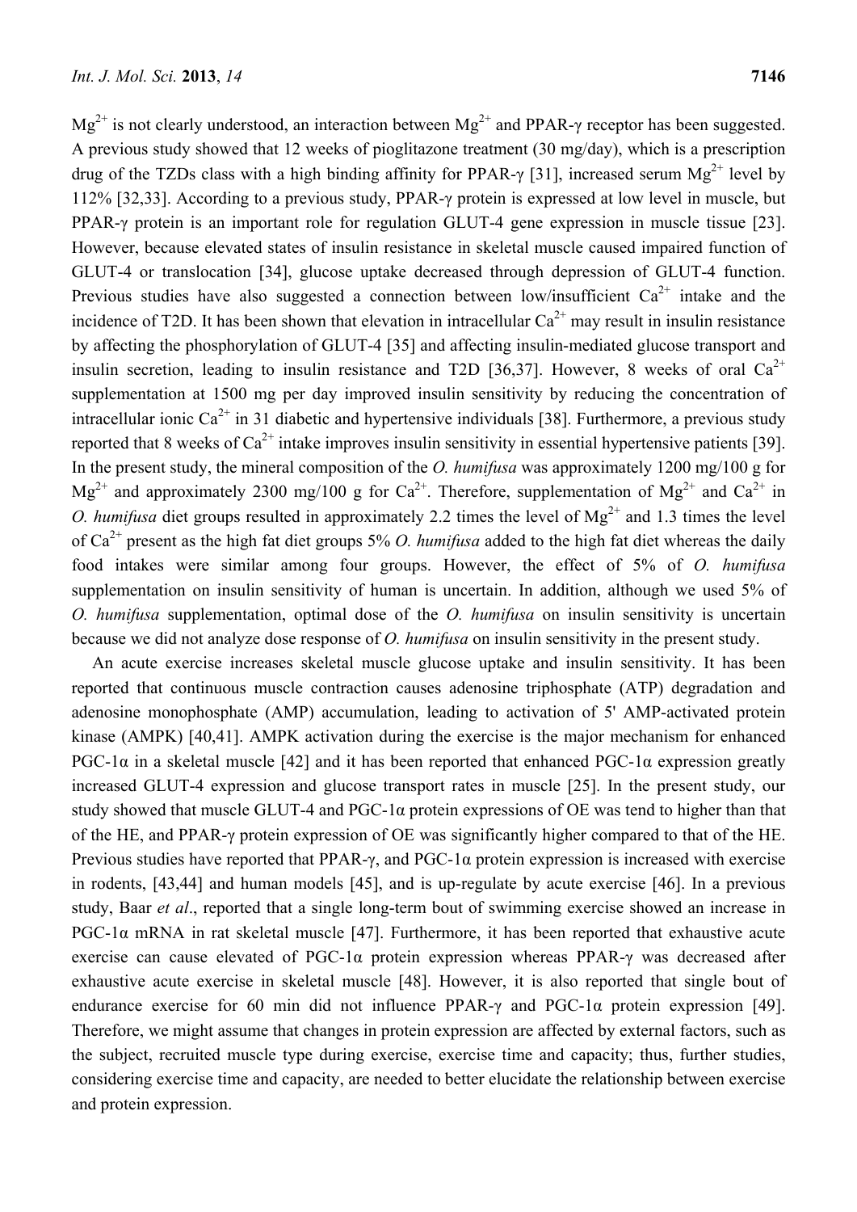$Mg^{2+}$ is not clearly understood, an interaction between $Mg^{2+}$ and PPAR-γ receptor has been suggested. A previous study showed that 12 weeks of pioglitazone treatment (30 mg/day), which is a prescription drug of the TZDs class with a high binding affinity for PPAR-γ [31], increased serum $Mg^{2+}$ level by 112% [32,33]. According to a previous study, PPAR-γ protein is expressed at low level in muscle, but PPAR-γ protein is an important role for regulation GLUT-4 gene expression in muscle tissue [23]. However, because elevated states of insulin resistance in skeletal muscle caused impaired function of GLUT-4 or translocation [34], glucose uptake decreased through depression of GLUT-4 function. Previous studies have also suggested a connection between low/insufficient $Ca^{2+}$ intake and the incidence of T2D. It has been shown that elevation in intracellular $Ca^{2+}$ may result in insulin resistance by affecting the phosphorylation of GLUT-4 [35] and affecting insulin-mediated glucose transport and insulin secretion, leading to insulin resistance and T2D [36,37]. However, 8 weeks of oral $Ca^{2+}$ supplementation at 1500 mg per day improved insulin sensitivity by reducing the concentration of intracellular ionic $Ca^{2+}$ in 31 diabetic and hypertensive individuals [38]. Furthermore, a previous study reported that 8 weeks of $Ca^{2+}$ intake improves insulin sensitivity in essential hypertensive patients [39]. In the present study, the mineral composition of the *O. humifusa* was approximately 1200 mg/100 g for $Mg^{2+}$ and approximately 2300 mg/100 g for $Ca^{2+}$. Therefore, supplementation of $Mg^{2+}$ and $Ca^{2+}$ in *O. humifusa* diet groups resulted in approximately 2.2 times the level of $Mg^{2+}$ and 1.3 times the level of $Ca^{2+}$ present as the high fat diet groups 5% *O. humifusa* added to the high fat diet whereas the daily food intakes were similar among four groups. However, the effect of 5% of *O. humifusa* supplementation on insulin sensitivity of human is uncertain. In addition, although we used 5% of *O. humifusa* supplementation, optimal dose of the *O. humifusa* on insulin sensitivity is uncertain because we did not analyze dose response of *O. humifusa* on insulin sensitivity in the present study.

An acute exercise increases skeletal muscle glucose uptake and insulin sensitivity. It has been reported that continuous muscle contraction causes adenosine triphosphate (ATP) degradation and adenosine monophosphate (AMP) accumulation, leading to activation of 5' AMP-activated protein kinase (AMPK) [40,41]. AMPK activation during the exercise is the major mechanism for enhanced PGC-1α in a skeletal muscle [42] and it has been reported that enhanced PGC-1α expression greatly increased GLUT-4 expression and glucose transport rates in muscle [25]. In the present study, our study showed that muscle GLUT-4 and PGC-1α protein expressions of OE was tend to higher than that of the HE, and PPAR-γ protein expression of OE was significantly higher compared to that of the HE. Previous studies have reported that PPAR-γ, and PGC-1α protein expression is increased with exercise in rodents, [43,44] and human models [45], and is up-regulate by acute exercise [46]. In a previous study, Baar *et al*., reported that a single long-term bout of swimming exercise showed an increase in PGC-1α mRNA in rat skeletal muscle [47]. Furthermore, it has been reported that exhaustive acute exercise can cause elevated of PGC-1α protein expression whereas PPAR-γ was decreased after exhaustive acute exercise in skeletal muscle [48]. However, it is also reported that single bout of endurance exercise for 60 min did not influence PPAR-γ and PGC-1α protein expression [49]. Therefore, we might assume that changes in protein expression are affected by external factors, such as the subject, recruited muscle type during exercise, exercise time and capacity; thus, further studies, considering exercise time and capacity, are needed to better elucidate the relationship between exercise and protein expression.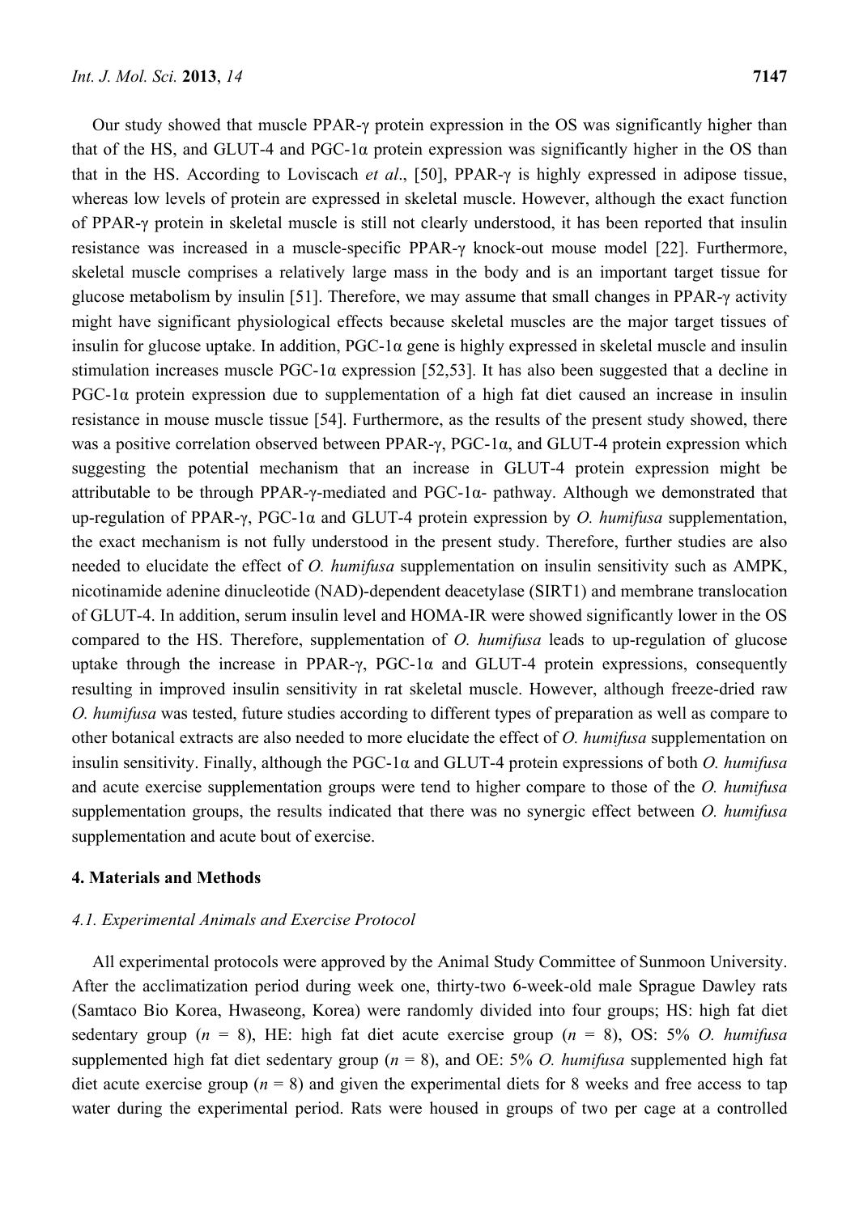Our study showed that muscle PPAR-γ protein expression in the OS was significantly higher than that of the HS, and GLUT-4 and PGC-1α protein expression was significantly higher in the OS than that in the HS. According to Loviscach *et al*., [50], PPAR-γ is highly expressed in adipose tissue, whereas low levels of protein are expressed in skeletal muscle. However, although the exact function of PPAR-γ protein in skeletal muscle is still not clearly understood, it has been reported that insulin resistance was increased in a muscle-specific PPAR-γ knock-out mouse model [22]. Furthermore, skeletal muscle comprises a relatively large mass in the body and is an important target tissue for glucose metabolism by insulin [51]. Therefore, we may assume that small changes in PPAR-γ activity might have significant physiological effects because skeletal muscles are the major target tissues of insulin for glucose uptake. In addition, PGC-1α gene is highly expressed in skeletal muscle and insulin stimulation increases muscle PGC-1α expression [52,53]. It has also been suggested that a decline in PGC-1α protein expression due to supplementation of a high fat diet caused an increase in insulin resistance in mouse muscle tissue [54]. Furthermore, as the results of the present study showed, there was a positive correlation observed between PPAR-γ, PGC-1α, and GLUT-4 protein expression which suggesting the potential mechanism that an increase in GLUT-4 protein expression might be attributable to be through PPAR-γ-mediated and PGC-1α- pathway. Although we demonstrated that up-regulation of PPAR-γ, PGC-1α and GLUT-4 protein expression by *O. humifusa* supplementation, the exact mechanism is not fully understood in the present study. Therefore, further studies are also needed to elucidate the effect of *O. humifusa* supplementation on insulin sensitivity such as AMPK, nicotinamide adenine dinucleotide (NAD)-dependent deacetylase (SIRT1) and membrane translocation of GLUT-4. In addition, serum insulin level and HOMA-IR were showed significantly lower in the OS compared to the HS. Therefore, supplementation of *O. humifusa* leads to up-regulation of glucose uptake through the increase in PPAR-γ, PGC-1α and GLUT-4 protein expressions, consequently resulting in improved insulin sensitivity in rat skeletal muscle. However, although freeze-dried raw *O. humifusa* was tested, future studies according to different types of preparation as well as compare to other botanical extracts are also needed to more elucidate the effect of *O. humifusa* supplementation on insulin sensitivity. Finally, although the PGC-1α and GLUT-4 protein expressions of both *O. humifusa* and acute exercise supplementation groups were tend to higher compare to those of the *O. humifusa* supplementation groups, the results indicated that there was no synergic effect between *O. humifusa* supplementation and acute bout of exercise.

## 4. Materials and Methods

### 4.1. Experimental Animals and Exercise Protocol

All experimental protocols were approved by the Animal Study Committee of Sunmoon University. After the acclimatization period during week one, thirty-two 6-week-old male Sprague Dawley rats (Samtaco Bio Korea, Hwaseong, Korea) were randomly divided into four groups; HS: high fat diet sedentary group ($n$ = 8), HE: high fat diet acute exercise group ($n$ = 8), OS: 5% *O. humifusa* supplemented high fat diet sedentary group ($n$ = 8), and OE: 5% *O. humifusa* supplemented high fat diet acute exercise group ($n$ = 8) and given the experimental diets for 8 weeks and free access to tap water during the experimental period. Rats were housed in groups of two per cage at a controlled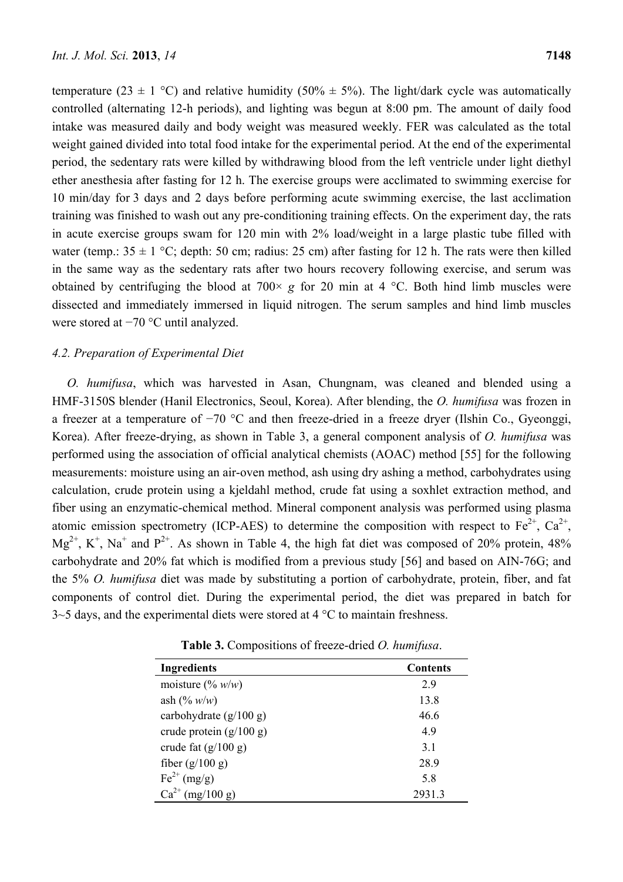temperature (23 ± 1 °C) and relative humidity (50% ± 5%). The light/dark cycle was automatically controlled (alternating 12-h periods), and lighting was begun at 8:00 pm. The amount of daily food intake was measured daily and body weight was measured weekly. FER was calculated as the total weight gained divided into total food intake for the experimental period. At the end of the experimental period, the sedentary rats were killed by withdrawing blood from the left ventricle under light diethyl ether anesthesia after fasting for 12 h. The exercise groups were acclimated to swimming exercise for 10 min/day for 3 days and 2 days before performing acute swimming exercise, the last acclimation training was finished to wash out any pre-conditioning training effects. On the experiment day, the rats in acute exercise groups swam for 120 min with 2% load/weight in a large plastic tube filled with water (temp.: 35 ± 1 °C; depth: 50 cm; radius: 25 cm) after fasting for 12 h. The rats were then killed in the same way as the sedentary rats after two hours recovery following exercise, and serum was obtained by centrifuging the blood at 700× *g* for 20 min at 4 °C. Both hind limb muscles were dissected and immediately immersed in liquid nitrogen. The serum samples and hind limb muscles were stored at −70 °C until analyzed.

### *4.2. Preparation of Experimental Diet*

*O. humifusa*, which was harvested in Asan, Chungnam, was cleaned and blended using a HMF-3150S blender (Hanil Electronics, Seoul, Korea). After blending, the *O. humifusa* was frozen in a freezer at a temperature of −70 °C and then freeze-dried in a freeze dryer (Ilshin Co., Gyeonggi, Korea). After freeze-drying, as shown in Table 3, a general component analysis of *O. humifusa* was performed using the association of official analytical chemists (AOAC) method [55] for the following measurements: moisture using an air-oven method, ash using dry ashing a method, carbohydrates using calculation, crude protein using a kjeldahl method, crude fat using a soxhlet extraction method, and fiber using an enzymatic-chemical method. Mineral component analysis was performed using plasma atomic emission spectrometry (ICP-AES) to determine the composition with respect to $Fe^{2+}$, $Ca^{2+}$, $Mg^{2+}$, $K^{+}$, $Na^{+}$ and $P^{2+}$. As shown in Table 4, the high fat diet was composed of 20% protein, 48% carbohydrate and 20% fat which is modified from a previous study [56] and based on AIN-76G; and the 5% *O. humifusa* diet was made by substituting a portion of carbohydrate, protein, fiber, and fat components of control diet. During the experimental period, the diet was prepared in batch for 3~5 days, and the experimental diets were stored at 4 °C to maintain freshness.

**Table 3.** Compositions of freeze-dried *O. humifusa*.

| Ingredients | Contents |
|---|---|
| moisture (% *w*/*w*) | 2.9 |
| ash (% *w*/*w*) | 13.8 |
| carbohydrate (g/100 g) | 46.6 |
| crude protein (g/100 g) | 4.9 |
| crude fat (g/100 g) | 3.1 |
| fiber (g/100 g) | 28.9 |
| $Fe^{2+}$ (mg/g) | 5.8 |
| $Ca^{2+}$ (mg/100 g) | 2931.3 |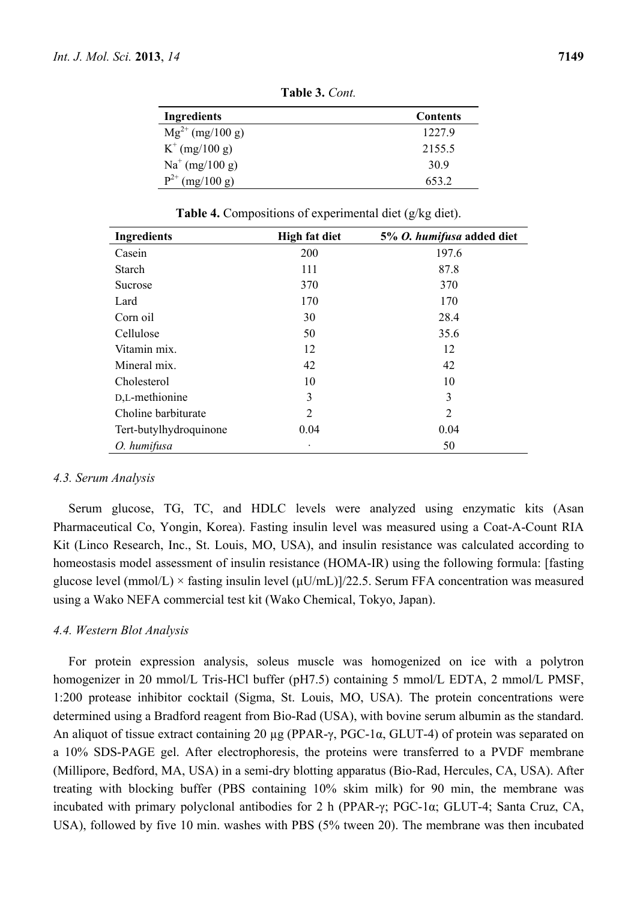**Table 3.** *Cont.*

| Ingredients | Contents |
|---|---|
| $Mg^{2+}$ (mg/100 g) | 1227.9 |
| $K^{+}$ (mg/100 g) | 2155.5 |
| $Na^{+}$ (mg/100 g) | 30.9 |
| $P^{2+}$ (mg/100 g) | 653.2 |

**Table 4.** Compositions of experimental diet (g/kg diet).

| Ingredients | High fat diet | 5% *O. humifusa* added diet |
|---|---|---|
| Casein | 200 | 197.6 |
| Starch | 111 | 87.8 |
| Sucrose | 370 | 370 |
| Lard | 170 | 170 |
| Corn oil | 30 | 28.4 |
| Cellulose | 50 | 35.6 |
| Vitamin mix. | 12 | 12 |
| Mineral mix. | 42 | 42 |
| Cholesterol | 10 | 10 |
| D,L-methionine | 3 | 3 |
| Choline barbiturate | 2 | 2 |
| Tert-butylhydroquinone | 0.04 | 0.04 |
| *O. humifusa* | · | 50 |

### *4.3. Serum Analysis*

Serum glucose, TG, TC, and HDLC levels were analyzed using enzymatic kits (Asan Pharmaceutical Co, Yongin, Korea). Fasting insulin level was measured using a Coat-A-Count RIA Kit (Linco Research, Inc., St. Louis, MO, USA), and insulin resistance was calculated according to homeostasis model assessment of insulin resistance (HOMA-IR) using the following formula: [fasting glucose level (mmol/L) × fasting insulin level (μU/mL)]/22.5. Serum FFA concentration was measured using a Wako NEFA commercial test kit (Wako Chemical, Tokyo, Japan).

### *4.4. Western Blot Analysis*

For protein expression analysis, soleus muscle was homogenized on ice with a polytron homogenizer in 20 mmol/L Tris-HCl buffer (pH7.5) containing 5 mmol/L EDTA, 2 mmol/L PMSF, 1:200 protease inhibitor cocktail (Sigma, St. Louis, MO, USA). The protein concentrations were determined using a Bradford reagent from Bio-Rad (USA), with bovine serum albumin as the standard. An aliquot of tissue extract containing 20 μg (PPAR-γ, PGC-1α, GLUT-4) of protein was separated on a 10% SDS-PAGE gel. After electrophoresis, the proteins were transferred to a PVDF membrane (Millipore, Bedford, MA, USA) in a semi-dry blotting apparatus (Bio-Rad, Hercules, CA, USA). After treating with blocking buffer (PBS containing 10% skim milk) for 90 min, the membrane was incubated with primary polyclonal antibodies for 2 h (PPAR-γ; PGC-1α; GLUT-4; Santa Cruz, CA, USA), followed by five 10 min. washes with PBS (5% tween 20). The membrane was then incubated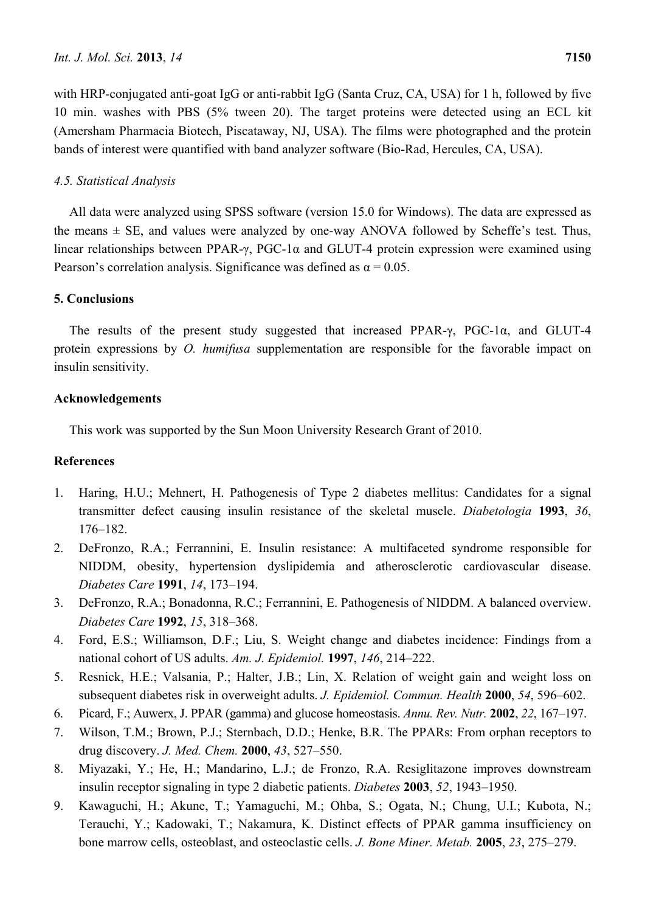with HRP-conjugated anti-goat IgG or anti-rabbit IgG (Santa Cruz, CA, USA) for 1 h, followed by five 10 min. washes with PBS (5% tween 20). The target proteins were detected using an ECL kit (Amersham Pharmacia Biotech, Piscataway, NJ, USA). The films were photographed and the protein bands of interest were quantified with band analyzer software (Bio-Rad, Hercules, CA, USA).

### *4.5. Statistical Analysis*

All data were analyzed using SPSS software (version 15.0 for Windows). The data are expressed as the means ± SE, and values were analyzed by one-way ANOVA followed by Scheffe's test. Thus, linear relationships between PPAR-γ, PGC-1α and GLUT-4 protein expression were examined using Pearson's correlation analysis. Significance was defined as $\alpha = 0.05$.

## 5. Conclusions

The results of the present study suggested that increased PPAR-γ, PGC-1α, and GLUT-4 protein expressions by *O. humifusa* supplementation are responsible for the favorable impact on insulin sensitivity.

## Acknowledgements

This work was supported by the Sun Moon University Research Grant of 2010.

## References

1. Haring, H.U.; Mehnert, H. Pathogenesis of Type 2 diabetes mellitus: Candidates for a signal transmitter defect causing insulin resistance of the skeletal muscle. *Diabetologia* **1993**, *36*, 176–182.
2. DeFronzo, R.A.; Ferrannini, E. Insulin resistance: A multifaceted syndrome responsible for NIDDM, obesity, hypertension dyslipidemia and atherosclerotic cardiovascular disease. *Diabetes Care* **1991**, *14*, 173–194.
3. DeFronzo, R.A.; Bonadonna, R.C.; Ferrannini, E. Pathogenesis of NIDDM. A balanced overview. *Diabetes Care* **1992**, *15*, 318–368.
4. Ford, E.S.; Williamson, D.F.; Liu, S. Weight change and diabetes incidence: Findings from a national cohort of US adults. *Am. J. Epidemiol.* **1997**, *146*, 214–222.
5. Resnick, H.E.; Valsania, P.; Halter, J.B.; Lin, X. Relation of weight gain and weight loss on subsequent diabetes risk in overweight adults. *J. Epidemiol. Commun. Health* **2000**, *54*, 596–602.
6. Picard, F.; Auwerx, J. PPAR (gamma) and glucose homeostasis. *Annu. Rev. Nutr.* **2002**, *22*, 167–197.
7. Wilson, T.M.; Brown, P.J.; Sternbach, D.D.; Henke, B.R. The PPARs: From orphan receptors to drug discovery. *J. Med. Chem.* **2000**, *43*, 527–550.
8. Miyazaki, Y.; He, H.; Mandarino, L.J.; de Fronzo, R.A. Resiglitazone improves downstream insulin receptor signaling in type 2 diabetic patients. *Diabetes* **2003**, *52*, 1943–1950.
9. Kawaguchi, H.; Akune, T.; Yamaguchi, M.; Ohba, S.; Ogata, N.; Chung, U.I.; Kubota, N.; Terauchi, Y.; Kadowaki, T.; Nakamura, K. Distinct effects of PPAR gamma insufficiency on bone marrow cells, osteoblast, and osteoclastic cells. *J. Bone Miner. Metab.* **2005**, *23*, 275–279.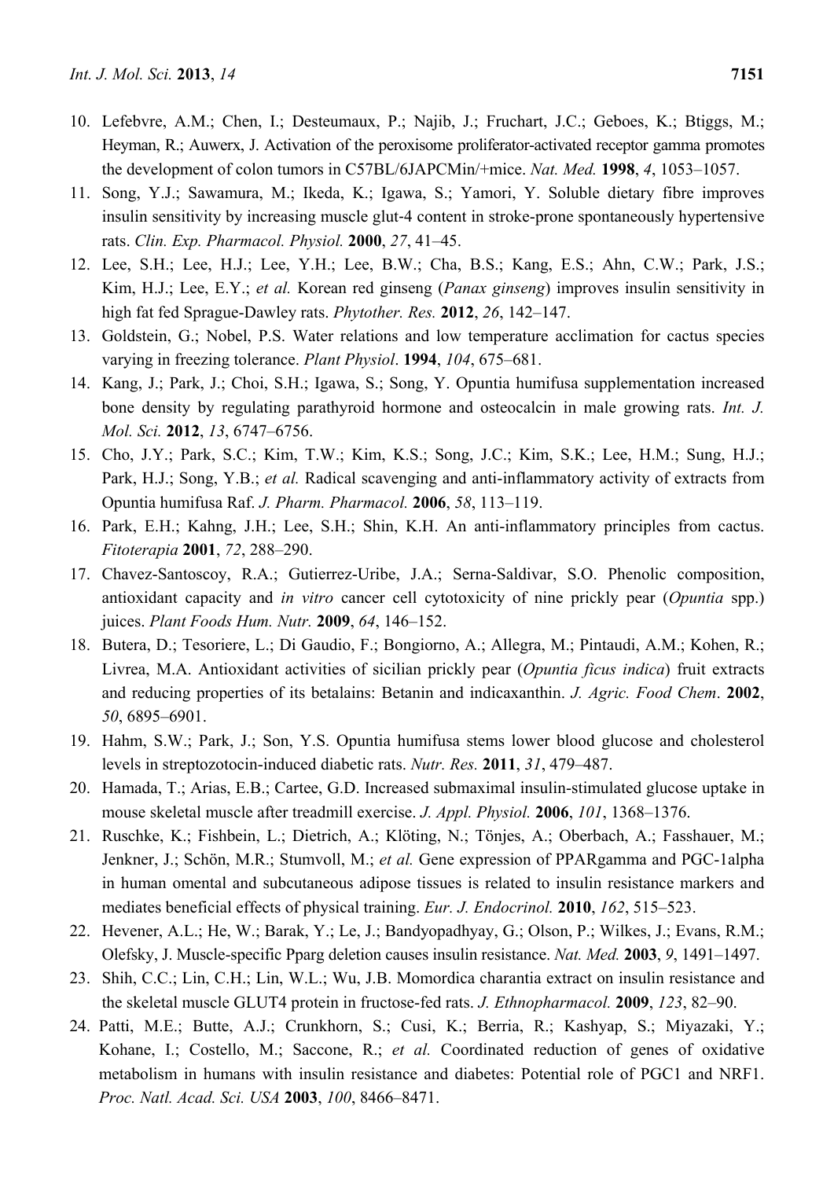10. Lefebvre, A.M.; Chen, I.; Desteumaux, P.; Najib, J.; Fruchart, J.C.; Geboes, K.; Btiggs, M.; Heyman, R.; Auwerx, J. Activation of the peroxisome proliferator-activated receptor gamma promotes the development of colon tumors in C57BL/6JAPCMin/+mice. *Nat. Med.* **1998**, *4*, 1053–1057.
11. Song, Y.J.; Sawamura, M.; Ikeda, K.; Igawa, S.; Yamori, Y. Soluble dietary fibre improves insulin sensitivity by increasing muscle glut-4 content in stroke-prone spontaneously hypertensive rats. *Clin. Exp. Pharmacol. Physiol.* **2000**, *27*, 41–45.
12. Lee, S.H.; Lee, H.J.; Lee, Y.H.; Lee, B.W.; Cha, B.S.; Kang, E.S.; Ahn, C.W.; Park, J.S.; Kim, H.J.; Lee, E.Y.; *et al.* Korean red ginseng (*Panax ginseng*) improves insulin sensitivity in high fat fed Sprague-Dawley rats. *Phytother. Res.* **2012**, *26*, 142–147.
13. Goldstein, G.; Nobel, P.S. Water relations and low temperature acclimation for cactus species varying in freezing tolerance. *Plant Physiol*. **1994**, *104*, 675–681.
14. Kang, J.; Park, J.; Choi, S.H.; Igawa, S.; Song, Y. Opuntia humifusa supplementation increased bone density by regulating parathyroid hormone and osteocalcin in male growing rats. *Int. J. Mol. Sci.* **2012**, *13*, 6747–6756.
15. Cho, J.Y.; Park, S.C.; Kim, T.W.; Kim, K.S.; Song, J.C.; Kim, S.K.; Lee, H.M.; Sung, H.J.; Park, H.J.; Song, Y.B.; *et al.* Radical scavenging and anti-inflammatory activity of extracts from Opuntia humifusa Raf. *J. Pharm. Pharmacol.* **2006**, *58*, 113–119.
16. Park, E.H.; Kahng, J.H.; Lee, S.H.; Shin, K.H. An anti-inflammatory principles from cactus. *Fitoterapia* **2001**, *72*, 288–290.
17. Chavez-Santoscoy, R.A.; Gutierrez-Uribe, J.A.; Serna-Saldivar, S.O. Phenolic composition, antioxidant capacity and *in vitro* cancer cell cytotoxicity of nine prickly pear (*Opuntia* spp.) juices. *Plant Foods Hum. Nutr.* **2009**, *64*, 146–152.
18. Butera, D.; Tesoriere, L.; Di Gaudio, F.; Bongiorno, A.; Allegra, M.; Pintaudi, A.M.; Kohen, R.; Livrea, M.A. Antioxidant activities of sicilian prickly pear (*Opuntia ficus indica*) fruit extracts and reducing properties of its betalains: Betanin and indicaxanthin. *J. Agric. Food Chem*. **2002**, *50*, 6895–6901.
19. Hahm, S.W.; Park, J.; Son, Y.S. Opuntia humifusa stems lower blood glucose and cholesterol levels in streptozotocin-induced diabetic rats. *Nutr. Res.* **2011**, *31*, 479–487.
20. Hamada, T.; Arias, E.B.; Cartee, G.D. Increased submaximal insulin-stimulated glucose uptake in mouse skeletal muscle after treadmill exercise. *J. Appl. Physiol.* **2006**, *101*, 1368–1376.
21. Ruschke, K.; Fishbein, L.; Dietrich, A.; Klöting, N.; Tönjes, A.; Oberbach, A.; Fasshauer, M.; Jenkner, J.; Schön, M.R.; Stumvoll, M.; *et al.* Gene expression of PPARgamma and PGC-1alpha in human omental and subcutaneous adipose tissues is related to insulin resistance markers and mediates beneficial effects of physical training. *Eur. J. Endocrinol.* **2010**, *162*, 515–523.
22. Hevener, A.L.; He, W.; Barak, Y.; Le, J.; Bandyopadhyay, G.; Olson, P.; Wilkes, J.; Evans, R.M.; Olefsky, J. Muscle-specific Pparg deletion causes insulin resistance. *Nat. Med.* **2003**, *9*, 1491–1497.
23. Shih, C.C.; Lin, C.H.; Lin, W.L.; Wu, J.B. Momordica charantia extract on insulin resistance and the skeletal muscle GLUT4 protein in fructose-fed rats. *J. Ethnopharmacol.* **2009**, *123*, 82–90.
24. Patti, M.E.; Butte, A.J.; Crunkhorn, S.; Cusi, K.; Berria, R.; Kashyap, S.; Miyazaki, Y.; Kohane, I.; Costello, M.; Saccone, R.; *et al.* Coordinated reduction of genes of oxidative metabolism in humans with insulin resistance and diabetes: Potential role of PGC1 and NRF1. *Proc. Natl. Acad. Sci. USA* **2003**, *100*, 8466–8471.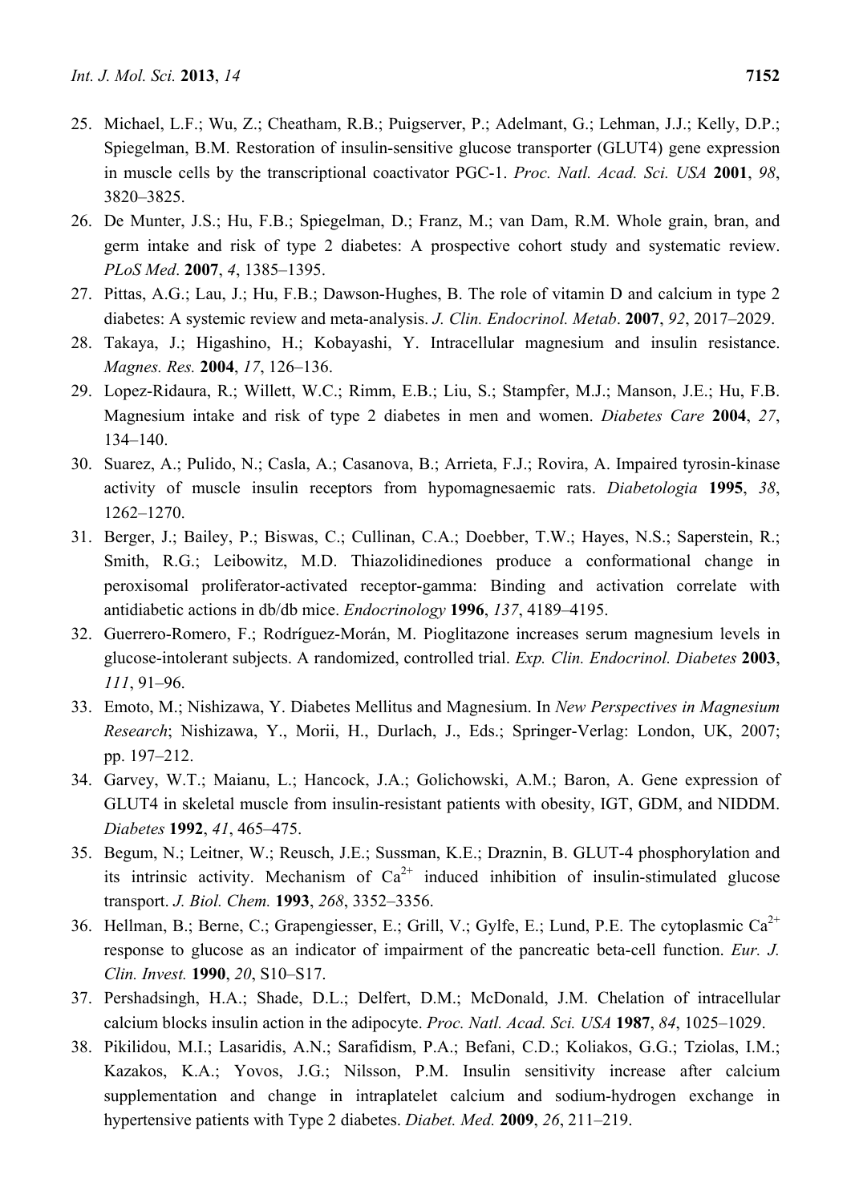25. Michael, L.F.; Wu, Z.; Cheatham, R.B.; Puigserver, P.; Adelmant, G.; Lehman, J.J.; Kelly, D.P.; Spiegelman, B.M. Restoration of insulin-sensitive glucose transporter (GLUT4) gene expression in muscle cells by the transcriptional coactivator PGC-1. *Proc. Natl. Acad. Sci. USA* **2001**, *98*, 3820–3825.
26. De Munter, J.S.; Hu, F.B.; Spiegelman, D.; Franz, M.; van Dam, R.M. Whole grain, bran, and germ intake and risk of type 2 diabetes: A prospective cohort study and systematic review. *PLoS Med*. **2007**, *4*, 1385–1395.
27. Pittas, A.G.; Lau, J.; Hu, F.B.; Dawson-Hughes, B. The role of vitamin D and calcium in type 2 diabetes: A systemic review and meta-analysis. *J. Clin. Endocrinol. Metab*. **2007**, *92*, 2017–2029.
28. Takaya, J.; Higashino, H.; Kobayashi, Y. Intracellular magnesium and insulin resistance. *Magnes. Res.* **2004**, *17*, 126–136.
29. Lopez-Ridaura, R.; Willett, W.C.; Rimm, E.B.; Liu, S.; Stampfer, M.J.; Manson, J.E.; Hu, F.B. Magnesium intake and risk of type 2 diabetes in men and women. *Diabetes Care* **2004**, *27*, 134–140.
30. Suarez, A.; Pulido, N.; Casla, A.; Casanova, B.; Arrieta, F.J.; Rovira, A. Impaired tyrosin-kinase activity of muscle insulin receptors from hypomagnesaemic rats. *Diabetologia* **1995**, *38*, 1262–1270.
31. Berger, J.; Bailey, P.; Biswas, C.; Cullinan, C.A.; Doebber, T.W.; Hayes, N.S.; Saperstein, R.; Smith, R.G.; Leibowitz, M.D. Thiazolidinediones produce a conformational change in peroxisomal proliferator-activated receptor-gamma: Binding and activation correlate with antidiabetic actions in db/db mice. *Endocrinology* **1996**, *137*, 4189–4195.
32. Guerrero-Romero, F.; Rodríguez-Morán, M. Pioglitazone increases serum magnesium levels in glucose-intolerant subjects. A randomized, controlled trial. *Exp. Clin. Endocrinol. Diabetes* **2003**, *111*, 91–96.
33. Emoto, M.; Nishizawa, Y. Diabetes Mellitus and Magnesium. In *New Perspectives in Magnesium Research*; Nishizawa, Y., Morii, H., Durlach, J., Eds.; Springer-Verlag: London, UK, 2007; pp. 197–212.
34. Garvey, W.T.; Maianu, L.; Hancock, J.A.; Golichowski, A.M.; Baron, A. Gene expression of GLUT4 in skeletal muscle from insulin-resistant patients with obesity, IGT, GDM, and NIDDM. *Diabetes* **1992**, *41*, 465–475.
35. Begum, N.; Leitner, W.; Reusch, J.E.; Sussman, K.E.; Draznin, B. GLUT-4 phosphorylation and its intrinsic activity. Mechanism of $Ca^{2+}$ induced inhibition of insulin-stimulated glucose transport. *J. Biol. Chem.* **1993**, *268*, 3352–3356.
36. Hellman, B.; Berne, C.; Grapengiesser, E.; Grill, V.; Gylfe, E.; Lund, P.E. The cytoplasmic $Ca^{2+}$ response to glucose as an indicator of impairment of the pancreatic beta-cell function. *Eur. J. Clin. Invest.* **1990**, *20*, S10–S17.
37. Pershadsingh, H.A.; Shade, D.L.; Delfert, D.M.; McDonald, J.M. Chelation of intracellular calcium blocks insulin action in the adipocyte. *Proc. Natl. Acad. Sci. USA* **1987**, *84*, 1025–1029.
38. Pikilidou, M.I.; Lasaridis, A.N.; Sarafidism, P.A.; Befani, C.D.; Koliakos, G.G.; Tziolas, I.M.; Kazakos, K.A.; Yovos, J.G.; Nilsson, P.M. Insulin sensitivity increase after calcium supplementation and change in intraplatelet calcium and sodium-hydrogen exchange in hypertensive patients with Type 2 diabetes. *Diabet. Med.* **2009**, *26*, 211–219.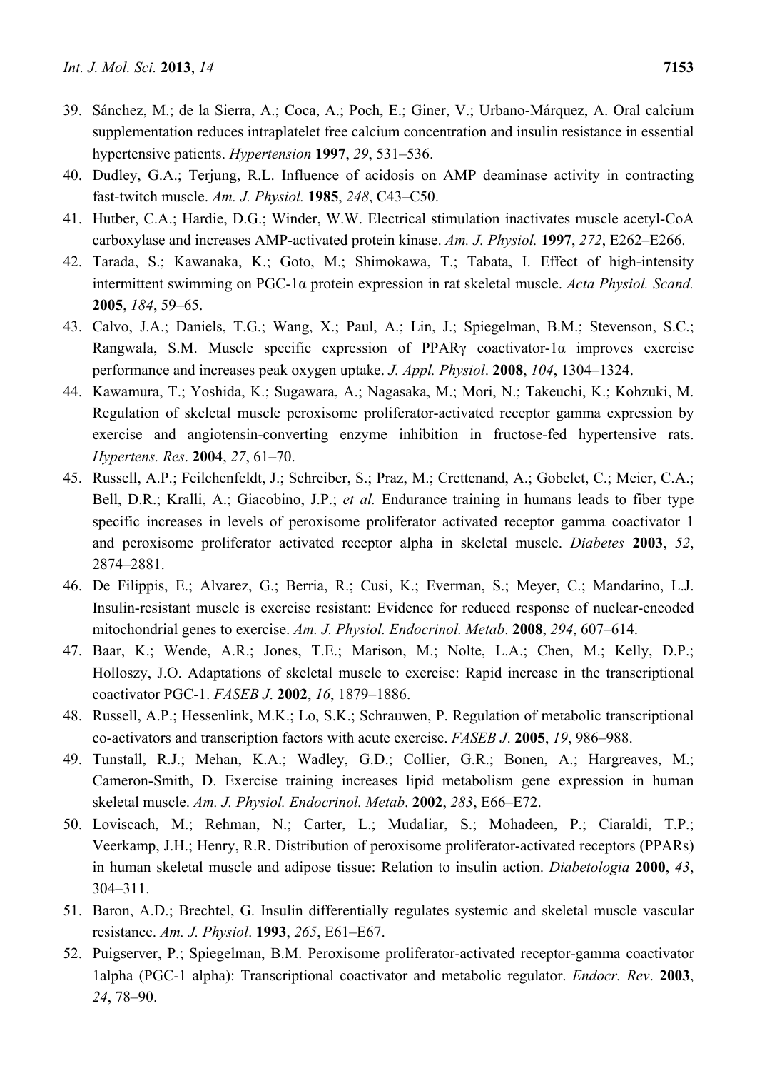39. Sánchez, M.; de la Sierra, A.; Coca, A.; Poch, E.; Giner, V.; Urbano-Márquez, A. Oral calcium supplementation reduces intraplatelet free calcium concentration and insulin resistance in essential hypertensive patients. *Hypertension* **1997**, *29*, 531–536.
40. Dudley, G.A.; Terjung, R.L. Influence of acidosis on AMP deaminase activity in contracting fast-twitch muscle. *Am. J. Physiol.* **1985**, *248*, C43–C50.
41. Hutber, C.A.; Hardie, D.G.; Winder, W.W. Electrical stimulation inactivates muscle acetyl-CoA carboxylase and increases AMP-activated protein kinase. *Am. J. Physiol.* **1997**, *272*, E262–E266.
42. Tarada, S.; Kawanaka, K.; Goto, M.; Shimokawa, T.; Tabata, I. Effect of high-intensity intermittent swimming on PGC-1α protein expression in rat skeletal muscle. *Acta Physiol. Scand.* **2005**, *184*, 59–65.
43. Calvo, J.A.; Daniels, T.G.; Wang, X.; Paul, A.; Lin, J.; Spiegelman, B.M.; Stevenson, S.C.; Rangwala, S.M. Muscle specific expression of PPARγ coactivator-1α improves exercise performance and increases peak oxygen uptake. *J. Appl. Physiol*. **2008**, *104*, 1304–1324.
44. Kawamura, T.; Yoshida, K.; Sugawara, A.; Nagasaka, M.; Mori, N.; Takeuchi, K.; Kohzuki, M. Regulation of skeletal muscle peroxisome proliferator-activated receptor gamma expression by exercise and angiotensin-converting enzyme inhibition in fructose-fed hypertensive rats. *Hypertens. Res*. **2004**, *27*, 61–70.
45. Russell, A.P.; Feilchenfeldt, J.; Schreiber, S.; Praz, M.; Crettenand, A.; Gobelet, C.; Meier, C.A.; Bell, D.R.; Kralli, A.; Giacobino, J.P.; *et al.* Endurance training in humans leads to fiber type specific increases in levels of peroxisome proliferator activated receptor gamma coactivator 1 and peroxisome proliferator activated receptor alpha in skeletal muscle. *Diabetes* **2003**, *52*, 2874–2881.
46. De Filippis, E.; Alvarez, G.; Berria, R.; Cusi, K.; Everman, S.; Meyer, C.; Mandarino, L.J. Insulin-resistant muscle is exercise resistant: Evidence for reduced response of nuclear-encoded mitochondrial genes to exercise. *Am. J. Physiol. Endocrinol. Metab*. **2008**, *294*, 607–614.
47. Baar, K.; Wende, A.R.; Jones, T.E.; Marison, M.; Nolte, L.A.; Chen, M.; Kelly, D.P.; Holloszy, J.O. Adaptations of skeletal muscle to exercise: Rapid increase in the transcriptional coactivator PGC-1. *FASEB J*. **2002**, *16*, 1879–1886.
48. Russell, A.P.; Hessenlink, M.K.; Lo, S.K.; Schrauwen, P. Regulation of metabolic transcriptional co-activators and transcription factors with acute exercise. *FASEB J*. **2005**, *19*, 986–988.
49. Tunstall, R.J.; Mehan, K.A.; Wadley, G.D.; Collier, G.R.; Bonen, A.; Hargreaves, M.; Cameron-Smith, D. Exercise training increases lipid metabolism gene expression in human skeletal muscle. *Am. J. Physiol. Endocrinol. Metab*. **2002**, *283*, E66–E72.
50. Loviscach, M.; Rehman, N.; Carter, L.; Mudaliar, S.; Mohadeen, P.; Ciaraldi, T.P.; Veerkamp, J.H.; Henry, R.R. Distribution of peroxisome proliferator-activated receptors (PPARs) in human skeletal muscle and adipose tissue: Relation to insulin action. *Diabetologia* **2000**, *43*, 304–311.
51. Baron, A.D.; Brechtel, G. Insulin differentially regulates systemic and skeletal muscle vascular resistance. *Am. J. Physiol*. **1993**, *265*, E61–E67.
52. Puigserver, P.; Spiegelman, B.M. Peroxisome proliferator-activated receptor-gamma coactivator 1alpha (PGC-1 alpha): Transcriptional coactivator and metabolic regulator. *Endocr. Rev*. **2003**, *24*, 78–90.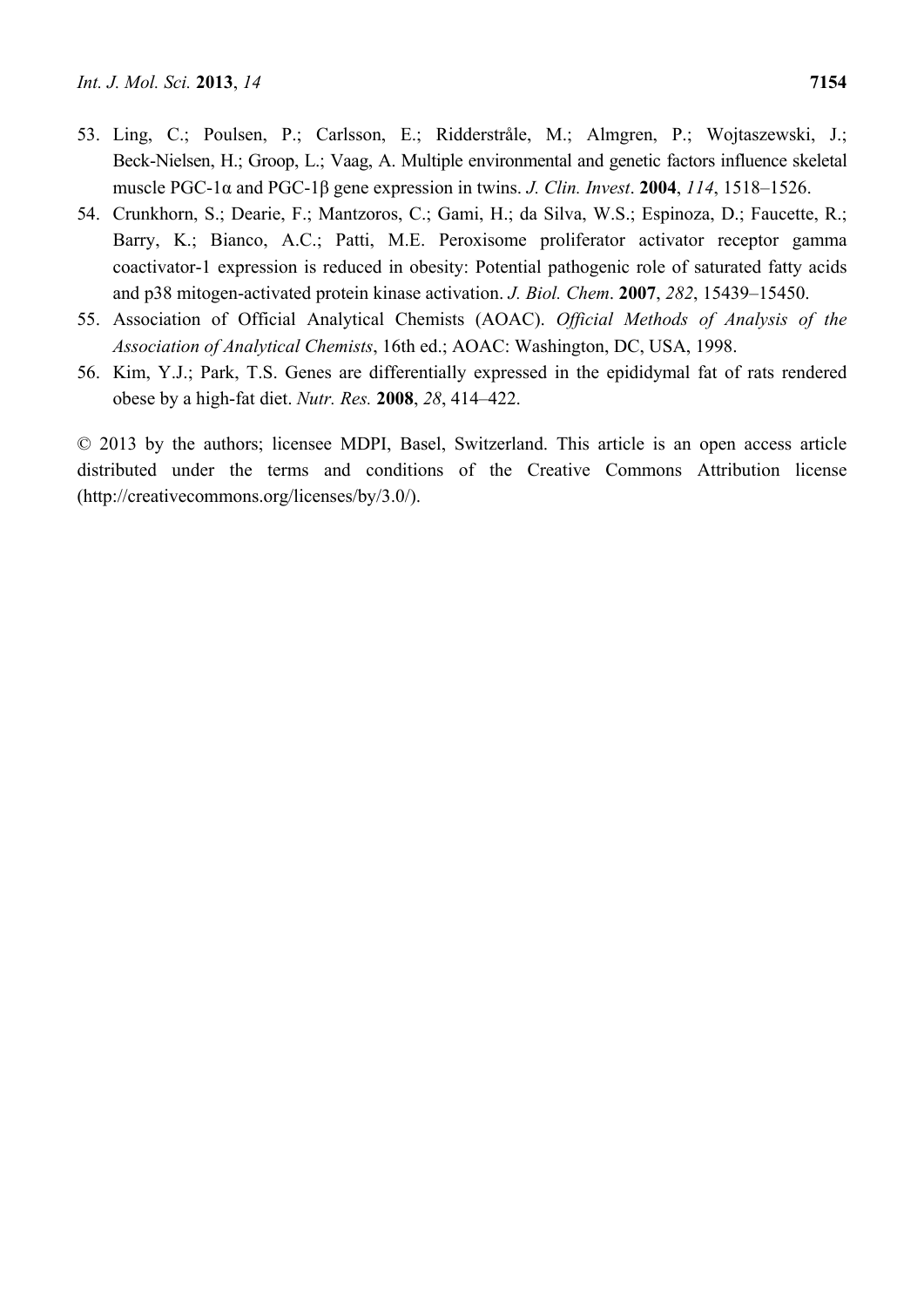53. Ling, C.; Poulsen, P.; Carlsson, E.; Ridderstråle, M.; Almgren, P.; Wojtaszewski, J.; Beck-Nielsen, H.; Groop, L.; Vaag, A. Multiple environmental and genetic factors influence skeletal muscle PGC-1α and PGC-1β gene expression in twins. *J. Clin. Invest*. **2004**, *114*, 1518–1526.
54. Crunkhorn, S.; Dearie, F.; Mantzoros, C.; Gami, H.; da Silva, W.S.; Espinoza, D.; Faucette, R.; Barry, K.; Bianco, A.C.; Patti, M.E. Peroxisome proliferator activator receptor gamma coactivator-1 expression is reduced in obesity: Potential pathogenic role of saturated fatty acids and p38 mitogen-activated protein kinase activation. *J. Biol. Chem*. **2007**, *282*, 15439–15450.
55. Association of Official Analytical Chemists (AOAC). *Official Methods of Analysis of the Association of Analytical Chemists*, 16th ed.; AOAC: Washington, DC, USA, 1998.
56. Kim, Y.J.; Park, T.S. Genes are differentially expressed in the epididymal fat of rats rendered obese by a high-fat diet. *Nutr. Res.* **2008**, *28*, 414–422.

© 2013 by the authors; licensee MDPI, Basel, Switzerland. This article is an open access article distributed under the terms and conditions of the Creative Commons Attribution license (http://creativecommons.org/licenses/by/3.0/).